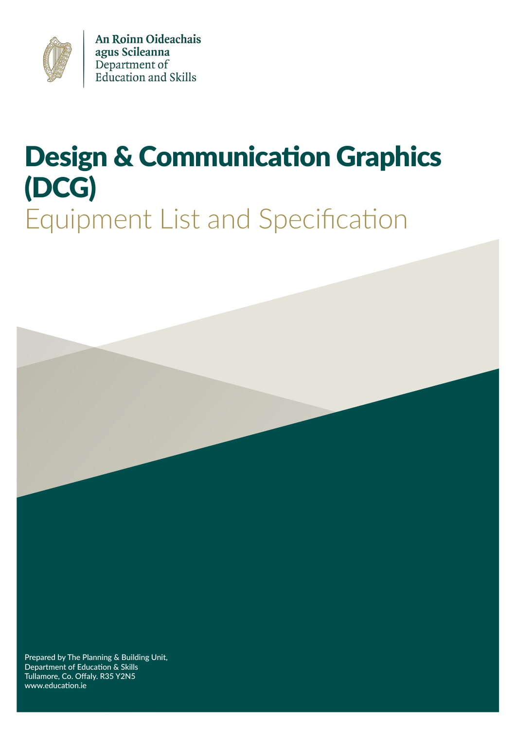An Roinn Oideachais agus Scileanna
Department of Education and Skills

# Design & Communication Graphics (DCG)

## Equipment List and Specification

Prepared by The Planning & Building Unit,
Department of Education & Skills
Tullamore, Co. Offaly. R35 Y2N5
www.education.ie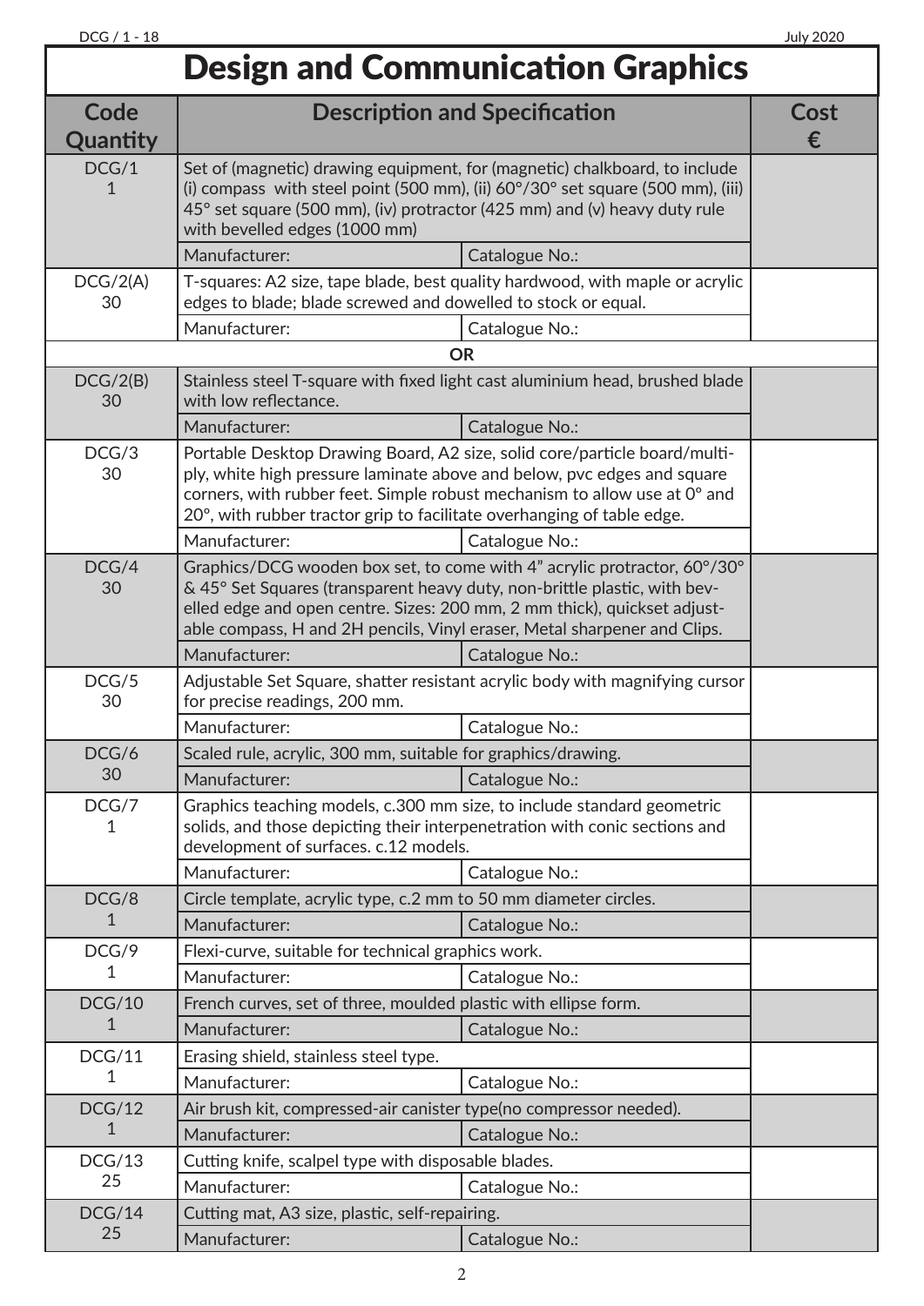# Design and Communication Graphics

| Code Quantity | Description and Specification | | Cost € |
|---|---|---|---|
| DCG/1<br>1 | Set of (magnetic) drawing equipment, for (magnetic) chalkboard, to include (i) compass with steel point (500 mm), (ii) 60°/30° set square (500 mm), (iii) 45° set square (500 mm), (iv) protractor (425 mm) and (v) heavy duty rule with bevelled edges (1000 mm) | | |
| | Manufacturer: | Catalogue No.: | |
| DCG/2(A)<br>30 | T-squares: A2 size, tape blade, best quality hardwood, with maple or acrylic edges to blade; blade screwed and dowelled to stock or equal. | | |
| | Manufacturer: | Catalogue No.: | |
| | **OR** | | |
| DCG/2(B)<br>30 | Stainless steel T-square with fixed light cast aluminium head, brushed blade with low reflectance. | | |
| | Manufacturer: | Catalogue No.: | |
| DCG/3<br>30 | Portable Desktop Drawing Board, A2 size, solid core/particle board/multi-ply, white high pressure laminate above and below, pvc edges and square corners, with rubber feet. Simple robust mechanism to allow use at 0° and 20°, with rubber tractor grip to facilitate overhanging of table edge. | | |
| | Manufacturer: | Catalogue No.: | |
| DCG/4<br>30 | Graphics/DCG wooden box set, to come with 4" acrylic protractor, 60°/30° & 45° Set Squares (transparent heavy duty, non-brittle plastic, with bevelled edge and open centre. Sizes: 200 mm, 2 mm thick), quickset adjustable compass, H and 2H pencils, Vinyl eraser, Metal sharpener and Clips. | | |
| | Manufacturer: | Catalogue No.: | |
| DCG/5<br>30 | Adjustable Set Square, shatter resistant acrylic body with magnifying cursor for precise readings, 200 mm. | | |
| | Manufacturer: | Catalogue No.: | |
| DCG/6<br>30 | Scaled rule, acrylic, 300 mm, suitable for graphics/drawing. | | |
| | Manufacturer: | Catalogue No.: | |
| DCG/7<br>1 | Graphics teaching models, c.300 mm size, to include standard geometric solids, and those depicting their interpenetration with conic sections and development of surfaces. c.12 models. | | |
| | Manufacturer: | Catalogue No.: | |
| DCG/8<br>1 | Circle template, acrylic type, c.2 mm to 50 mm diameter circles. | | |
| | Manufacturer: | Catalogue No.: | |
| DCG/9<br>1 | Flexi-curve, suitable for technical graphics work. | | |
| | Manufacturer: | Catalogue No.: | |
| DCG/10<br>1 | French curves, set of three, moulded plastic with ellipse form. | | |
| | Manufacturer: | Catalogue No.: | |
| DCG/11<br>1 | Erasing shield, stainless steel type. | | |
| | Manufacturer: | Catalogue No.: | |
| DCG/12<br>1 | Air brush kit, compressed-air canister type(no compressor needed). | | |
| | Manufacturer: | Catalogue No.: | |
| DCG/13<br>25 | Cutting knife, scalpel type with disposable blades. | | |
| | Manufacturer: | Catalogue No.: | |
| DCG/14<br>25 | Cutting mat, A3 size, plastic, self-repairing. | | |
| | Manufacturer: | Catalogue No.: | |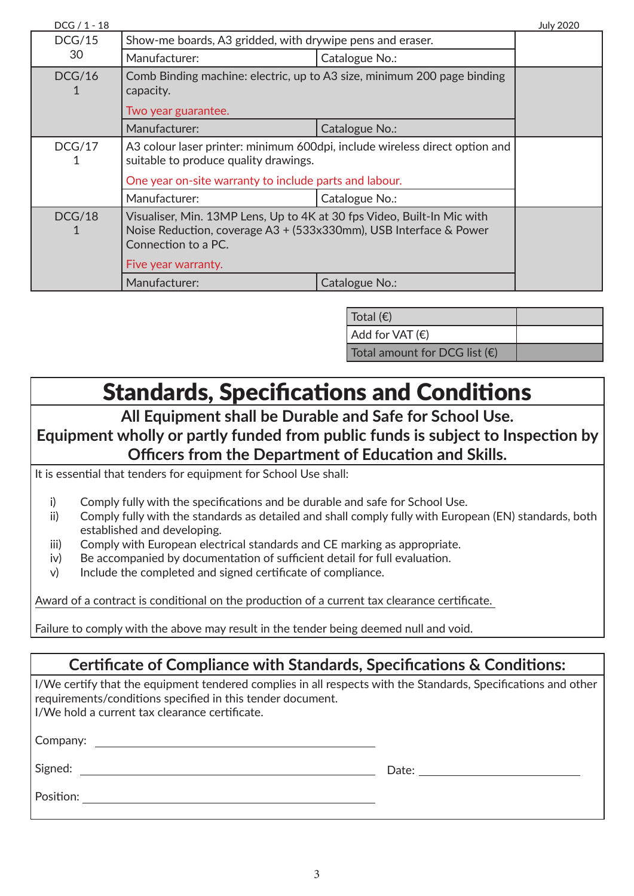| | | | |
|---|---|---|---|
| DCG/15<br>30 | Show-me boards, A3 gridded, with drywipe pens and eraser. | | |
| | Manufacturer: | Catalogue No.: | |
| DCG/16<br>1 | Comb Binding machine: electric, up to A3 size, minimum 200 page binding capacity.<br>Two year guarantee. | | |
| | Manufacturer: | Catalogue No.: | |
| DCG/17<br>1 | A3 colour laser printer: minimum 600dpi, include wireless direct option and suitable to produce quality drawings.<br>One year on-site warranty to include parts and labour. | | |
| | Manufacturer: | Catalogue No.: | |
| DCG/18<br>1 | Visualiser, Min. 13MP Lens, Up to 4K at 30 fps Video, Built-In Mic with Noise Reduction, coverage A3 + (533x330mm), USB Interface & Power Connection to a PC.<br>Five year warranty. | | |
| | Manufacturer: | Catalogue No.: | |

| | |
|---|---|
| Total (€) | |
| Add for VAT (€) | |
| Total amount for DCG list (€) | |

# Standards, Specifications and Conditions

**All Equipment shall be Durable and Safe for School Use.**
**Equipment wholly or partly funded from public funds is subject to Inspection by Officers from the Department of Education and Skills.**

It is essential that tenders for equipment for School Use shall:

i) Comply fully with the specifications and be durable and safe for School Use.
ii) Comply fully with the standards as detailed and shall comply fully with European (EN) standards, both established and developing.
iii) Comply with European electrical standards and CE marking as appropriate.
iv) Be accompanied by documentation of sufficient detail for full evaluation.
v) Include the completed and signed certificate of compliance.

Award of a contract is conditional on the production of a current tax clearance certificate.

Failure to comply with the above may result in the tender being deemed null and void.

## Certificate of Compliance with Standards, Specifications & Conditions:

I/We certify that the equipment tendered complies in all respects with the Standards, Specifications and other requirements/conditions specified in this tender document.
I/We hold a current tax clearance certificate.

Company: ______________________________

Signed: ______________________________ Date: ____________________

Position: ______________________________